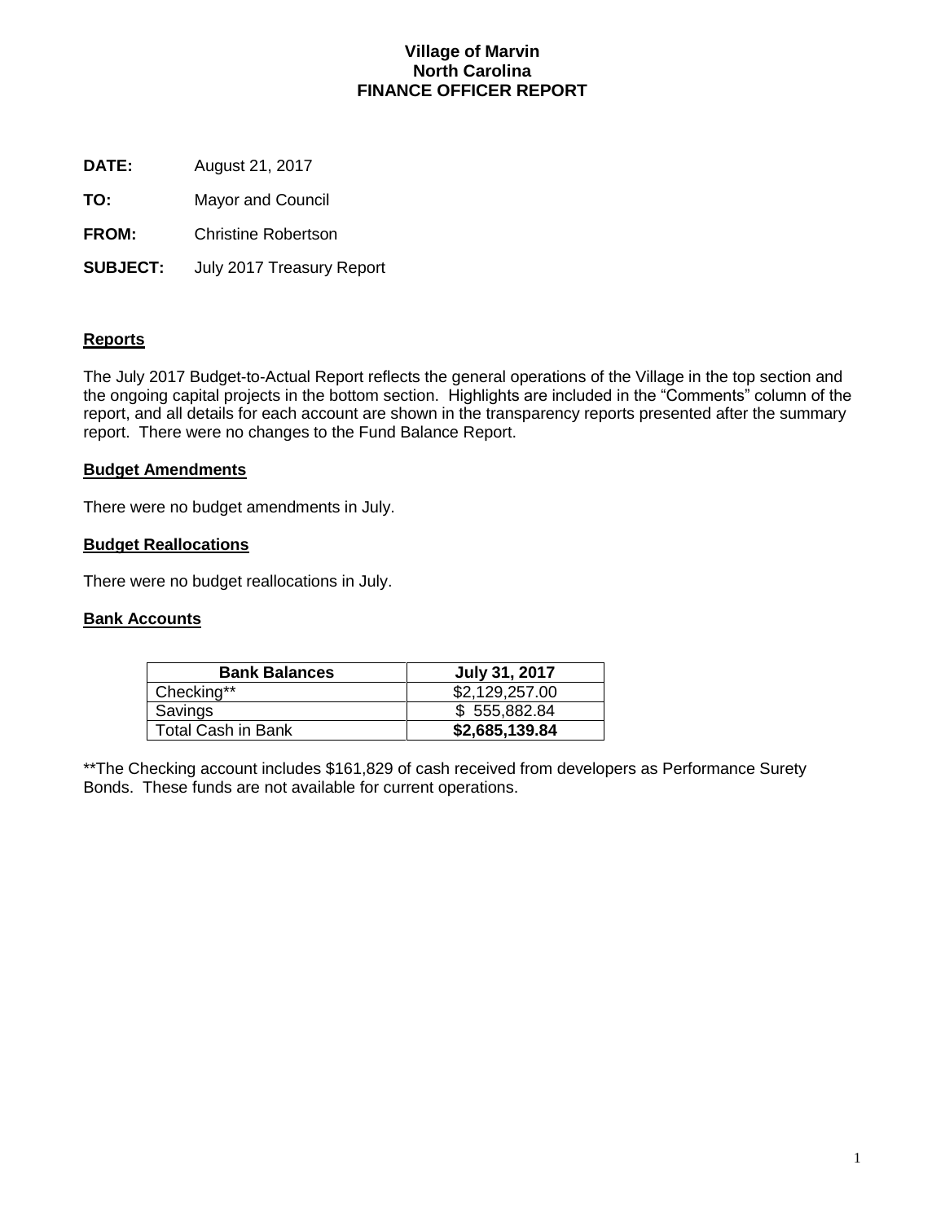# Village of Marvin
# North Carolina
# FINANCE OFFICER REPORT

**DATE:** August 21, 2017

**TO:** Mayor and Council

**FROM:** Christine Robertson

**SUBJECT:** July 2017 Treasury Report

## Reports

The July 2017 Budget-to-Actual Report reflects the general operations of the Village in the top section and the ongoing capital projects in the bottom section. Highlights are included in the "Comments" column of the report, and all details for each account are shown in the transparency reports presented after the summary report. There were no changes to the Fund Balance Report.

## Budget Amendments

There were no budget amendments in July.

## Budget Reallocations

There were no budget reallocations in July.

## Bank Accounts

| Bank Balances | July 31, 2017 |
|---|---|
| Checking** | $2,129,257.00 |
| Savings | $ 555,882.84 |
| Total Cash in Bank | **$2,685,139.84** |

**The Checking account includes $161,829 of cash received from developers as Performance Surety Bonds. These funds are not available for current operations.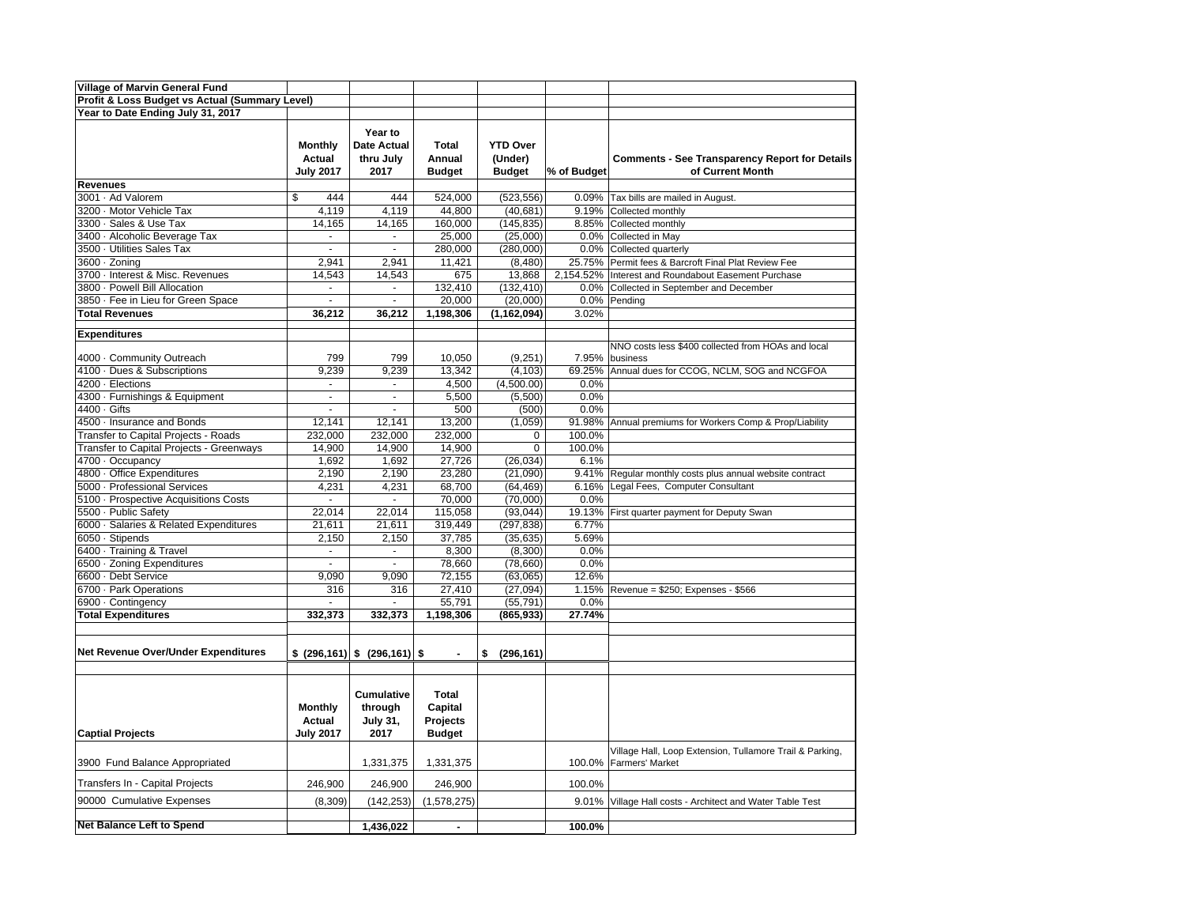| Village of Marvin General Fund | | | | | | |
|---|---|---|---|---|---|---|
| Profit & Loss Budget vs Actual (Summary Level) | | | | | | |
| Year to Date Ending July 31, 2017 | | | | | | |
| | Monthly Actual July 2017 | Year to Date Actual thru July 2017 | Total Annual Budget | YTD Over (Under) Budget | % of Budget | Comments - See Transparency Report for Details of Current Month |
| **Revenues** | | | | | | |
| 3001 · Ad Valorem | $ 444 | 444 | 524,000 | (523,556) | 0.09% | Tax bills are mailed in August. |
| 3200 · Motor Vehicle Tax | 4,119 | 4,119 | 44,800 | (40,681) | 9.19% | Collected monthly |
| 3300 · Sales & Use Tax | 14,165 | 14,165 | 160,000 | (145,835) | 8.85% | Collected monthly |
| 3400 · Alcoholic Beverage Tax | - | - | 25,000 | (25,000) | 0.0% | Collected in May |
| 3500 · Utilities Sales Tax | - | - | 280,000 | (280,000) | 0.0% | Collected quarterly |
| 3600 · Zoning | 2,941 | 2,941 | 11,421 | (8,480) | 25.75% | Permit fees & Barcroft Final Plat Review Fee |
| 3700 · Interest & Misc. Revenues | 14,543 | 14,543 | 675 | 13,868 | 2,154.52% | Interest and Roundabout Easement Purchase |
| 3800 · Powell Bill Allocation | - | - | 132,410 | (132,410) | 0.0% | Collected in September and December |
| 3850 · Fee in Lieu for Green Space | - | - | 20,000 | (20,000) | 0.0% | Pending |
| **Total Revenues** | **36,212** | **36,212** | **1,198,306** | **(1,162,094)** | **3.02%** | |
| **Expenditures** | | | | | | |
| 4000 · Community Outreach | 799 | 799 | 10,050 | (9,251) | 7.95% | NNO costs less $400 collected from HOAs and local business |
| 4100 · Dues & Subscriptions | 9,239 | 9,239 | 13,342 | (4,103) | 69.25% | Annual dues for CCOG, NCLM, SOG and NCGFOA |
| 4200 · Elections | - | - | 4,500 | (4,500.00) | 0.0% | |
| 4300 · Furnishings & Equipment | - | - | 5,500 | (5,500) | 0.0% | |
| 4400 · Gifts | - | - | 500 | (500) | 0.0% | |
| 4500 · Insurance and Bonds | 12,141 | 12,141 | 13,200 | (1,059) | 91.98% | Annual premiums for Workers Comp & Prop/Liability |
| Transfer to Capital Projects - Roads | 232,000 | 232,000 | 232,000 | 0 | 100.0% | |
| Transfer to Capital Projects - Greenways | 14,900 | 14,900 | 14,900 | 0 | 100.0% | |
| 4700 · Occupancy | 1,692 | 1,692 | 27,726 | (26,034) | 6.1% | |
| 4800 · Office Expenditures | 2,190 | 2,190 | 23,280 | (21,090) | 9.41% | Regular monthly costs plus annual website contract |
| 5000 · Professional Services | 4,231 | 4,231 | 68,700 | (64,469) | 6.16% | Legal Fees, Computer Consultant |
| 5100 · Prospective Acquisitions Costs | - | - | 70,000 | (70,000) | 0.0% | |
| 5500 · Public Safety | 22,014 | 22,014 | 115,058 | (93,044) | 19.13% | First quarter payment for Deputy Swan |
| 6000 · Salaries & Related Expenditures | 21,611 | 21,611 | 319,449 | (297,838) | 6.77% | |
| 6050 · Stipends | 2,150 | 2,150 | 37,785 | (35,635) | 5.69% | |
| 6400 · Training & Travel | - | - | 8,300 | (8,300) | 0.0% | |
| 6500 · Zoning Expenditures | - | - | 78,660 | (78,660) | 0.0% | |
| 6600 · Debt Service | 9,090 | 9,090 | 72,155 | (63,065) | 12.6% | |
| 6700 · Park Operations | 316 | 316 | 27,410 | (27,094) | 1.15% | Revenue = $250; Expenses - $566 |
| 6900 · Contingency | - | - | 55,791 | (55,791) | 0.0% | |
| **Total Expenditures** | **332,373** | **332,373** | **1,198,306** | **(865,933)** | **27.74%** | |
| **Net Revenue Over/Under Expenditures** | **$ (296,161)** | **$ (296,161)** | **$ -** | **$ (296,161)** | | |
| **Captial Projects** | **Monthly Actual July 2017** | **Cumulative through July 31, 2017** | **Total Capital Projects Budget** | | | |
| 3900 Fund Balance Appropriated | | 1,331,375 | 1,331,375 | | 100.0% | Village Hall, Loop Extension, Tullamore Trail & Parking, Farmers' Market |
| Transfers In - Capital Projects | 246,900 | 246,900 | 246,900 | | 100.0% | |
| 90000 Cumulative Expenses | (8,309) | (142,253) | (1,578,275) | | 9.01% | Village Hall costs - Architect and Water Table Test |
| **Net Balance Left to Spend** | | **1,436,022** | **-** | | **100.0%** | |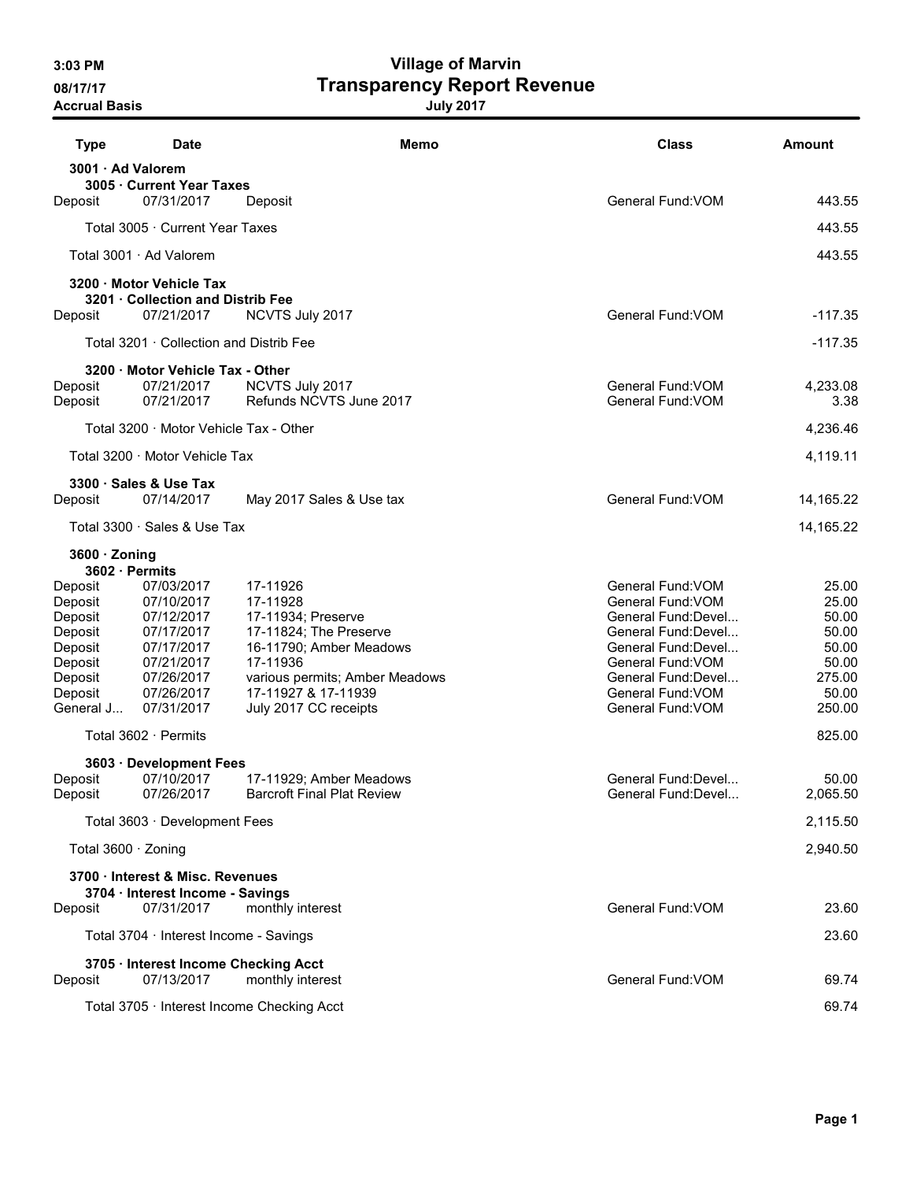# Village of Marvin

## Transparency Report Revenue

**July 2017**

3:03 PM
08/17/17
Accrual Basis

| Type | Date | Memo | Class | Amount |
|---|---|---|---|---|
| **3001 · Ad Valorem** | | | | |
| **3005 · Current Year Taxes** | | | | |
| Deposit | 07/31/2017 | Deposit | General Fund:VOM | 443.55 |
| Total 3005 · Current Year Taxes | | | | 443.55 |
| Total 3001 · Ad Valorem | | | | 443.55 |
| **3200 · Motor Vehicle Tax** | | | | |
| **3201 · Collection and Distrib Fee** | | | | |
| Deposit | 07/21/2017 | NCVTS July 2017 | General Fund:VOM | -117.35 |
| Total 3201 · Collection and Distrib Fee | | | | -117.35 |
| **3200 · Motor Vehicle Tax - Other** | | | | |
| Deposit | 07/21/2017 | NCVTS July 2017 | General Fund:VOM | 4,233.08 |
| Deposit | 07/21/2017 | Refunds NCVTS June 2017 | General Fund:VOM | 3.38 |
| Total 3200 · Motor Vehicle Tax - Other | | | | 4,236.46 |
| Total 3200 · Motor Vehicle Tax | | | | 4,119.11 |
| **3300 · Sales & Use Tax** | | | | |
| Deposit | 07/14/2017 | May 2017 Sales & Use tax | General Fund:VOM | 14,165.22 |
| Total 3300 · Sales & Use Tax | | | | 14,165.22 |
| **3600 · Zoning** | | | | |
| **3602 · Permits** | | | | |
| Deposit | 07/03/2017 | 17-11926 | General Fund:VOM | 25.00 |
| Deposit | 07/10/2017 | 17-11928 | General Fund:VOM | 25.00 |
| Deposit | 07/12/2017 | 17-11934; Preserve | General Fund:Devel... | 50.00 |
| Deposit | 07/17/2017 | 17-11824; The Preserve | General Fund:Devel... | 50.00 |
| Deposit | 07/17/2017 | 16-11790; Amber Meadows | General Fund:Devel... | 50.00 |
| Deposit | 07/21/2017 | 17-11936 | General Fund:VOM | 50.00 |
| Deposit | 07/26/2017 | various permits; Amber Meadows | General Fund:Devel... | 275.00 |
| Deposit | 07/26/2017 | 17-11927 & 17-11939 | General Fund:VOM | 50.00 |
| General J... | 07/31/2017 | July 2017 CC receipts | General Fund:VOM | 250.00 |
| Total 3602 · Permits | | | | 825.00 |
| **3603 · Development Fees** | | | | |
| Deposit | 07/10/2017 | 17-11929; Amber Meadows | General Fund:Devel... | 50.00 |
| Deposit | 07/26/2017 | Barcroft Final Plat Review | General Fund:Devel... | 2,065.50 |
| Total 3603 · Development Fees | | | | 2,115.50 |
| Total 3600 · Zoning | | | | 2,940.50 |
| **3700 · Interest & Misc. Revenues** | | | | |
| **3704 · Interest Income - Savings** | | | | |
| Deposit | 07/31/2017 | monthly interest | General Fund:VOM | 23.60 |
| Total 3704 · Interest Income - Savings | | | | 23.60 |
| **3705 · Interest Income Checking Acct** | | | | |
| Deposit | 07/13/2017 | monthly interest | General Fund:VOM | 69.74 |
| Total 3705 · Interest Income Checking Acct | | | | 69.74 |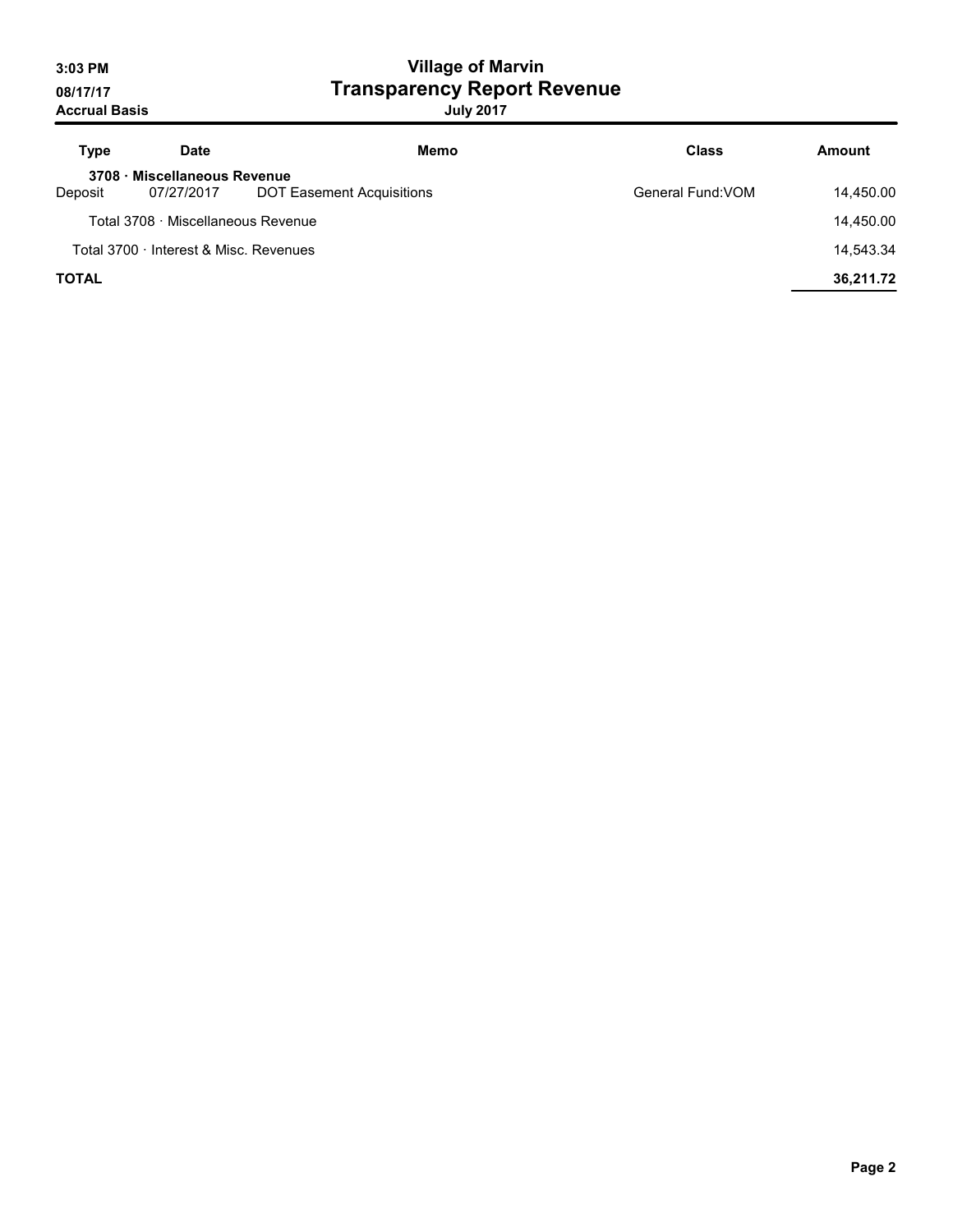# Village of Marvin
## Transparency Report Revenue
**July 2017**

3:03 PM
08/17/17
**Accrual Basis**

| Type | Date | Memo | Class | Amount |
|---|---|---|---|---|
| **3708 · Miscellaneous Revenue** | | | | |
| Deposit | 07/27/2017 | DOT Easement Acquisitions | General Fund:VOM | 14,450.00 |
| Total 3708 · Miscellaneous Revenue | | | | 14,450.00 |
| Total 3700 · Interest & Misc. Revenues | | | | 14,543.34 |
| **TOTAL** | | | | **36,211.72** |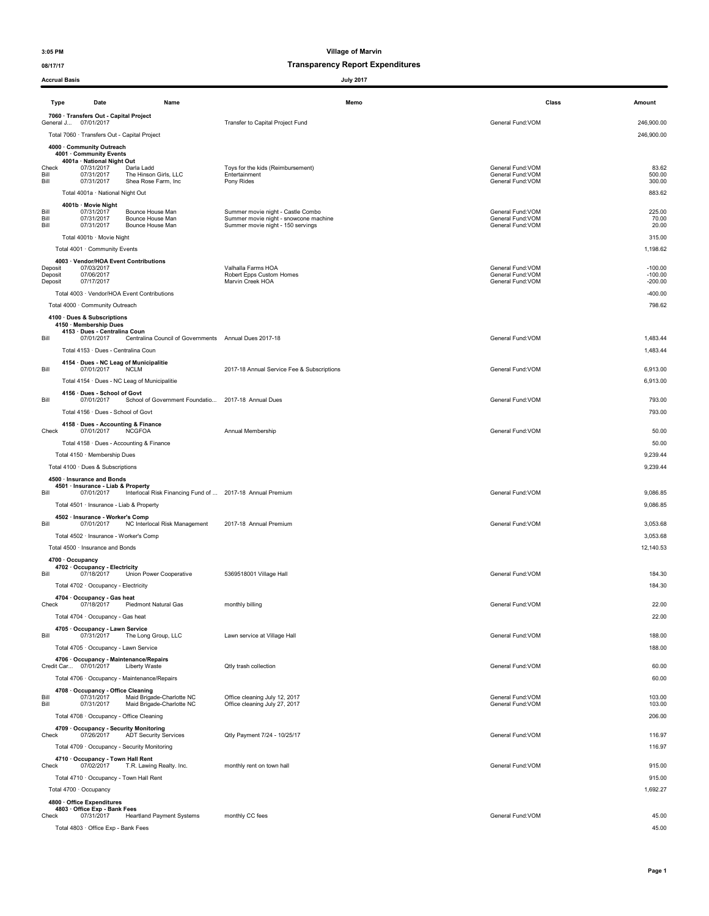**Village of Marvin**

## Transparency Report Expenditures

Accrual Basis — July 2017

| Type | Date | Name | Memo | Class | Amount |
|---|---|---|---|---|---|
| **7060 · Transfers Out - Capital Project** | | | | | |
| General J... | 07/01/2017 | | Transfer to Capital Project Fund | General Fund:VOM | 246,900.00 |
| Total 7060 · Transfers Out - Capital Project | | | | | 246,900.00 |
| **4000 · Community Outreach** | | | | | |
| **4001 · Community Events** | | | | | |
| **4001a · National Night Out** | | | | | |
| Check | 07/31/2017 | Darla Ladd | Toys for the kids (Reimbursement) | General Fund:VOM | 83.62 |
| Bill | 07/31/2017 | The Hinson Girls, LLC | Entertainment | General Fund:VOM | 500.00 |
| Bill | 07/31/2017 | Shea Rose Farm, Inc | Pony Rides | General Fund:VOM | 300.00 |
| Total 4001a · National Night Out | | | | | 883.62 |
| **4001b · Movie Night** | | | | | |
| Bill | 07/31/2017 | Bounce House Man | Summer movie night - Castle Combo | General Fund:VOM | 225.00 |
| Bill | 07/31/2017 | Bounce House Man | Summer movie night - snowcone machine | General Fund:VOM | 70.00 |
| Bill | 07/31/2017 | Bounce House Man | Summer movie night - 150 servings | General Fund:VOM | 20.00 |
| Total 4001b · Movie Night | | | | | 315.00 |
| Total 4001 · Community Events | | | | | 1,198.62 |
| **4003 · Vendor/HOA Event Contributions** | | | | | |
| Deposit | 07/03/2017 | | Valhalla Farms HOA | General Fund:VOM | -100.00 |
| Deposit | 07/06/2017 | | Robert Epps Custom Homes | General Fund:VOM | -100.00 |
| Deposit | 07/17/2017 | | Marvin Creek HOA | General Fund:VOM | -200.00 |
| Total 4003 · Vendor/HOA Event Contributions | | | | | -400.00 |
| Total 4000 · Community Outreach | | | | | 798.62 |
| **4100 · Dues & Subscriptions** | | | | | |
| **4150 · Membership Dues** | | | | | |
| **4153 · Dues - Centralina Coun** | | | | | |
| Bill | 07/01/2017 | Centralina Council of Governments | Annual Dues 2017-18 | General Fund:VOM | 1,483.44 |
| Total 4153 · Dues - Centralina Coun | | | | | 1,483.44 |
| **4154 · Dues - NC Leag of Municipalitie** | | | | | |
| Bill | 07/01/2017 | NCLM | 2017-18 Annual Service Fee & Subscriptions | General Fund:VOM | 6,913.00 |
| Total 4154 · Dues - NC Leag of Municipalitie | | | | | 6,913.00 |
| **4156 · Dues - School of Govt** | | | | | |
| Bill | 07/01/2017 | School of Government Foundatio... | 2017-18 Annual Dues | General Fund:VOM | 793.00 |
| Total 4156 · Dues - School of Govt | | | | | 793.00 |
| **4158 · Dues - Accounting & Finance** | | | | | |
| Check | 07/01/2017 | NCGFOA | Annual Membership | General Fund:VOM | 50.00 |
| Total 4158 · Dues - Accounting & Finance | | | | | 50.00 |
| Total 4150 · Membership Dues | | | | | 9,239.44 |
| Total 4100 · Dues & Subscriptions | | | | | 9,239.44 |
| **4500 · Insurance and Bonds** | | | | | |
| **4501 · Insurance - Liab & Property** | | | | | |
| Bill | 07/01/2017 | Interlocal Risk Financing Fund of ... | 2017-18 Annual Premium | General Fund:VOM | 9,086.85 |
| Total 4501 · Insurance - Liab & Property | | | | | 9,086.85 |
| **4502 · Insurance - Worker's Comp** | | | | | |
| Bill | 07/01/2017 | NC Interlocal Risk Management | 2017-18 Annual Premium | General Fund:VOM | 3,053.68 |
| Total 4502 · Insurance - Worker's Comp | | | | | 3,053.68 |
| Total 4500 · Insurance and Bonds | | | | | 12,140.53 |
| **4700 · Occupancy** | | | | | |
| **4702 · Occupancy - Electricity** | | | | | |
| Bill | 07/18/2017 | Union Power Cooperative | 5369518001 Village Hall | General Fund:VOM | 184.30 |
| Total 4702 · Occupancy - Electricity | | | | | 184.30 |
| **4704 · Occupancy - Gas heat** | | | | | |
| Check | 07/18/2017 | Piedmont Natural Gas | monthly billing | General Fund:VOM | 22.00 |
| Total 4704 · Occupancy - Gas heat | | | | | 22.00 |
| **4705 · Occupancy - Lawn Service** | | | | | |
| Bill | 07/31/2017 | The Long Group, LLC | Lawn service at Village Hall | General Fund:VOM | 188.00 |
| Total 4705 · Occupancy - Lawn Service | | | | | 188.00 |
| **4706 · Occupancy - Maintenance/Repairs** | | | | | |
| Credit Car... | 07/01/2017 | Liberty Waste | Qtly trash collection | General Fund:VOM | 60.00 |
| Total 4706 · Occupancy - Maintenance/Repairs | | | | | 60.00 |
| **4708 · Occupancy - Office Cleaning** | | | | | |
| Bill | 07/31/2017 | Maid Brigade-Charlotte NC | Office cleaning July 12, 2017 | General Fund:VOM | 103.00 |
| Bill | 07/31/2017 | Maid Brigade-Charlotte NC | Office cleaning July 27, 2017 | General Fund:VOM | 103.00 |
| Total 4708 · Occupancy - Office Cleaning | | | | | 206.00 |
| **4709 · Occupancy - Security Monitoring** | | | | | |
| Check | 07/26/2017 | ADT Security Services | Qtly Payment 7/24 - 10/25/17 | General Fund:VOM | 116.97 |
| Total 4709 · Occupancy - Security Monitoring | | | | | 116.97 |
| **4710 · Occupancy - Town Hall Rent** | | | | | |
| Check | 07/02/2017 | T.R. Lawing Realty. Inc. | monthly rent on town hall | General Fund:VOM | 915.00 |
| Total 4710 · Occupancy - Town Hall Rent | | | | | 915.00 |
| Total 4700 · Occupancy | | | | | 1,692.27 |
| **4800 · Office Expenditures** | | | | | |
| **4803 · Office Exp - Bank Fees** | | | | | |
| Check | 07/31/2017 | Heartland Payment Systems | monthly CC fees | General Fund:VOM | 45.00 |
| Total 4803 · Office Exp - Bank Fees | | | | | 45.00 |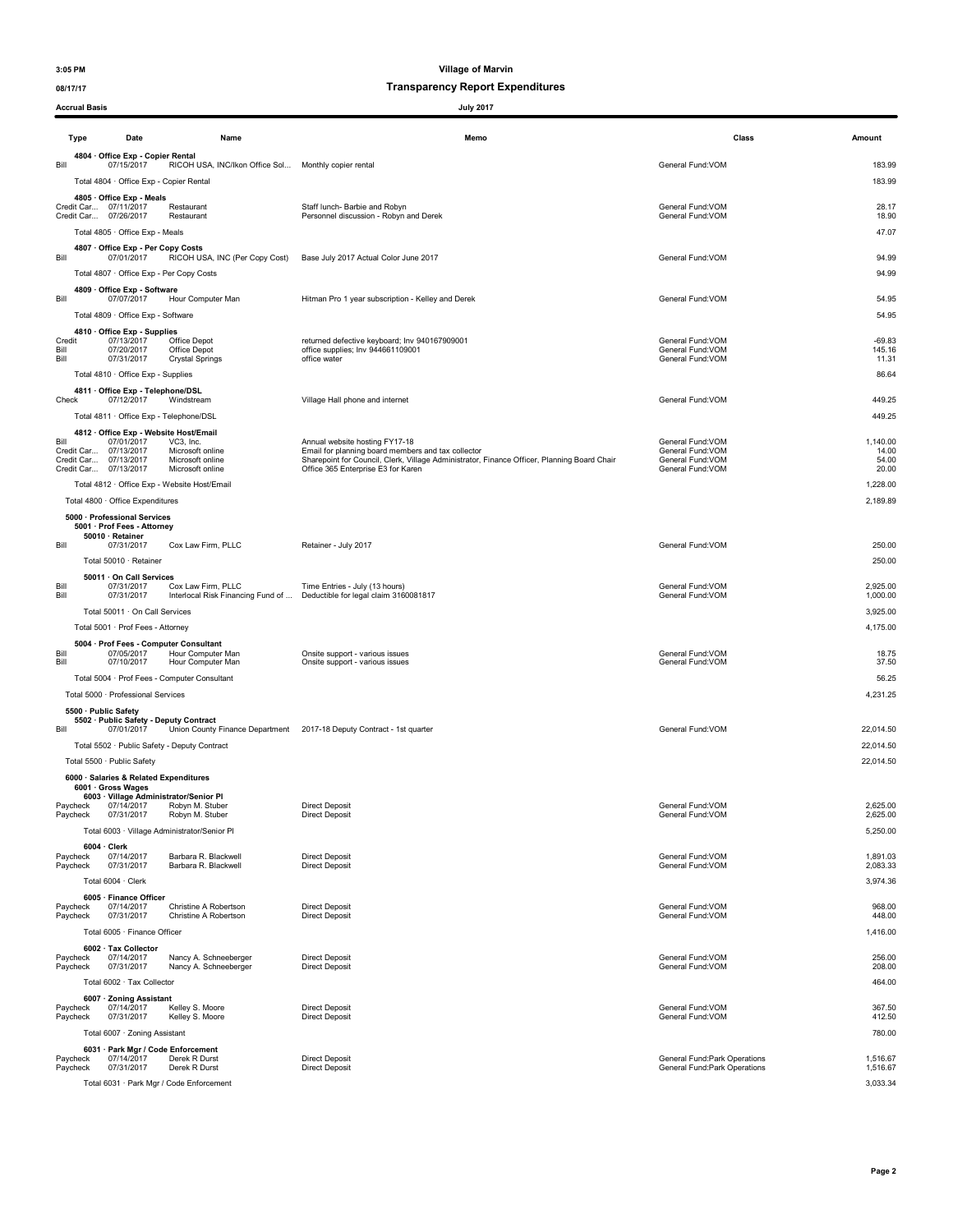**Village of Marvin**

**Transparency Report Expenditures**

**Accrual Basis** — **July 2017**

| Type | Date | Name | Memo | Class | Amount |
|---|---|---|---|---|---|
| **4804 · Office Exp - Copier Rental** | | | | | |
| Bill | 07/15/2017 | RICOH USA, INC/Ikon Office Sol... | Monthly copier rental | General Fund:VOM | 183.99 |
| Total 4804 · Office Exp - Copier Rental | | | | | 183.99 |
| **4805 · Office Exp - Meals** | | | | | |
| Credit Car... | 07/11/2017 | Restaurant | Staff lunch- Barbie and Robyn | General Fund:VOM | 28.17 |
| Credit Car... | 07/26/2017 | Restaurant | Personnel discussion - Robyn and Derek | General Fund:VOM | 18.90 |
| Total 4805 · Office Exp - Meals | | | | | 47.07 |
| **4807 · Office Exp - Per Copy Costs** | | | | | |
| Bill | 07/01/2017 | RICOH USA, INC (Per Copy Cost) | Base July 2017 Actual Color June 2017 | General Fund:VOM | 94.99 |
| Total 4807 · Office Exp - Per Copy Costs | | | | | 94.99 |
| **4809 · Office Exp - Software** | | | | | |
| Bill | 07/07/2017 | Hour Computer Man | Hitman Pro 1 year subscription - Kelley and Derek | General Fund:VOM | 54.95 |
| Total 4809 · Office Exp - Software | | | | | 54.95 |
| **4810 · Office Exp - Supplies** | | | | | |
| Credit | 07/13/2017 | Office Depot | returned defective keyboard; Inv 940167909001 | General Fund:VOM | -69.83 |
| Bill | 07/20/2017 | Office Depot | office supplies; Inv 944661109001 | General Fund:VOM | 145.16 |
| Bill | 07/31/2017 | Crystal Springs | office water | General Fund:VOM | 11.31 |
| Total 4810 · Office Exp - Supplies | | | | | 86.64 |
| **4811 · Office Exp - Telephone/DSL** | | | | | |
| Check | 07/12/2017 | Windstream | Village Hall phone and internet | General Fund:VOM | 449.25 |
| Total 4811 · Office Exp - Telephone/DSL | | | | | 449.25 |
| **4812 · Office Exp - Website Host/Email** | | | | | |
| Bill | 07/01/2017 | VC3, Inc. | Annual website hosting FY17-18 | General Fund:VOM | 1,140.00 |
| Credit Car... | 07/13/2017 | Microsoft online | Email for planning board members and tax collector | General Fund:VOM | 14.00 |
| Credit Car... | 07/13/2017 | Microsoft online | Sharepoint for Council, Clerk, Village Administrator, Finance Officer, Planning Board Chair | General Fund:VOM | 54.00 |
| Credit Car... | 07/13/2017 | Microsoft online | Office 365 Enterprise E3 for Karen | General Fund:VOM | 20.00 |
| Total 4812 · Office Exp - Website Host/Email | | | | | 1,228.00 |
| Total 4800 · Office Expenditures | | | | | 2,189.89 |
| **5000 · Professional Services** | | | | | |
| **5001 · Prof Fees - Attorney** | | | | | |
| **50010 · Retainer** | | | | | |
| Bill | 07/31/2017 | Cox Law Firm, PLLC | Retainer - July 2017 | General Fund:VOM | 250.00 |
| Total 50010 · Retainer | | | | | 250.00 |
| **50011 · On Call Services** | | | | | |
| Bill | 07/31/2017 | Cox Law Firm, PLLC | Time Entries - July (13 hours) | General Fund:VOM | 2,925.00 |
| Bill | 07/31/2017 | Interlocal Risk Financing Fund of ... | Deductible for legal claim 3160081817 | General Fund:VOM | 1,000.00 |
| Total 50011 · On Call Services | | | | | 3,925.00 |
| Total 5001 · Prof Fees - Attorney | | | | | 4,175.00 |
| **5004 · Prof Fees - Computer Consultant** | | | | | |
| Bill | 07/05/2017 | Hour Computer Man | Onsite support - various issues | General Fund:VOM | 18.75 |
| Bill | 07/10/2017 | Hour Computer Man | Onsite support - various issues | General Fund:VOM | 37.50 |
| Total 5004 · Prof Fees - Computer Consultant | | | | | 56.25 |
| Total 5000 · Professional Services | | | | | 4,231.25 |
| **5500 · Public Safety** | | | | | |
| **5502 · Public Safety - Deputy Contract** | | | | | |
| Bill | 07/01/2017 | Union County Finance Department | 2017-18 Deputy Contract - 1st quarter | General Fund:VOM | 22,014.50 |
| Total 5502 · Public Safety - Deputy Contract | | | | | 22,014.50 |
| Total 5500 · Public Safety | | | | | 22,014.50 |
| **6000 · Salaries & Related Expenditures** | | | | | |
| **6001 · Gross Wages** | | | | | |
| **6003 · Village Administrator/Senior Pl** | | | | | |
| Paycheck | 07/14/2017 | Robyn M. Stuber | Direct Deposit | General Fund:VOM | 2,625.00 |
| Paycheck | 07/31/2017 | Robyn M. Stuber | Direct Deposit | General Fund:VOM | 2,625.00 |
| Total 6003 · Village Administrator/Senior Pl | | | | | 5,250.00 |
| **6004 · Clerk** | | | | | |
| Paycheck | 07/14/2017 | Barbara R. Blackwell | Direct Deposit | General Fund:VOM | 1,891.03 |
| Paycheck | 07/31/2017 | Barbara R. Blackwell | Direct Deposit | General Fund:VOM | 2,083.33 |
| Total 6004 · Clerk | | | | | 3,974.36 |
| **6005 · Finance Officer** | | | | | |
| Paycheck | 07/14/2017 | Christine A Robertson | Direct Deposit | General Fund:VOM | 968.00 |
| Paycheck | 07/31/2017 | Christine A Robertson | Direct Deposit | General Fund:VOM | 448.00 |
| Total 6005 · Finance Officer | | | | | 1,416.00 |
| **6002 · Tax Collector** | | | | | |
| Paycheck | 07/14/2017 | Nancy A. Schneeberger | Direct Deposit | General Fund:VOM | 256.00 |
| Paycheck | 07/31/2017 | Nancy A. Schneeberger | Direct Deposit | General Fund:VOM | 208.00 |
| Total 6002 · Tax Collector | | | | | 464.00 |
| **6007 · Zoning Assistant** | | | | | |
| Paycheck | 07/14/2017 | Kelley S. Moore | Direct Deposit | General Fund:VOM | 367.50 |
| Paycheck | 07/31/2017 | Kelley S. Moore | Direct Deposit | General Fund:VOM | 412.50 |
| Total 6007 · Zoning Assistant | | | | | 780.00 |
| **6031 · Park Mgr / Code Enforcement** | | | | | |
| Paycheck | 07/14/2017 | Derek R Durst | Direct Deposit | General Fund:Park Operations | 1,516.67 |
| Paycheck | 07/31/2017 | Derek R Durst | Direct Deposit | General Fund:Park Operations | 1,516.67 |
| Total 6031 · Park Mgr / Code Enforcement | | | | | 3,033.34 |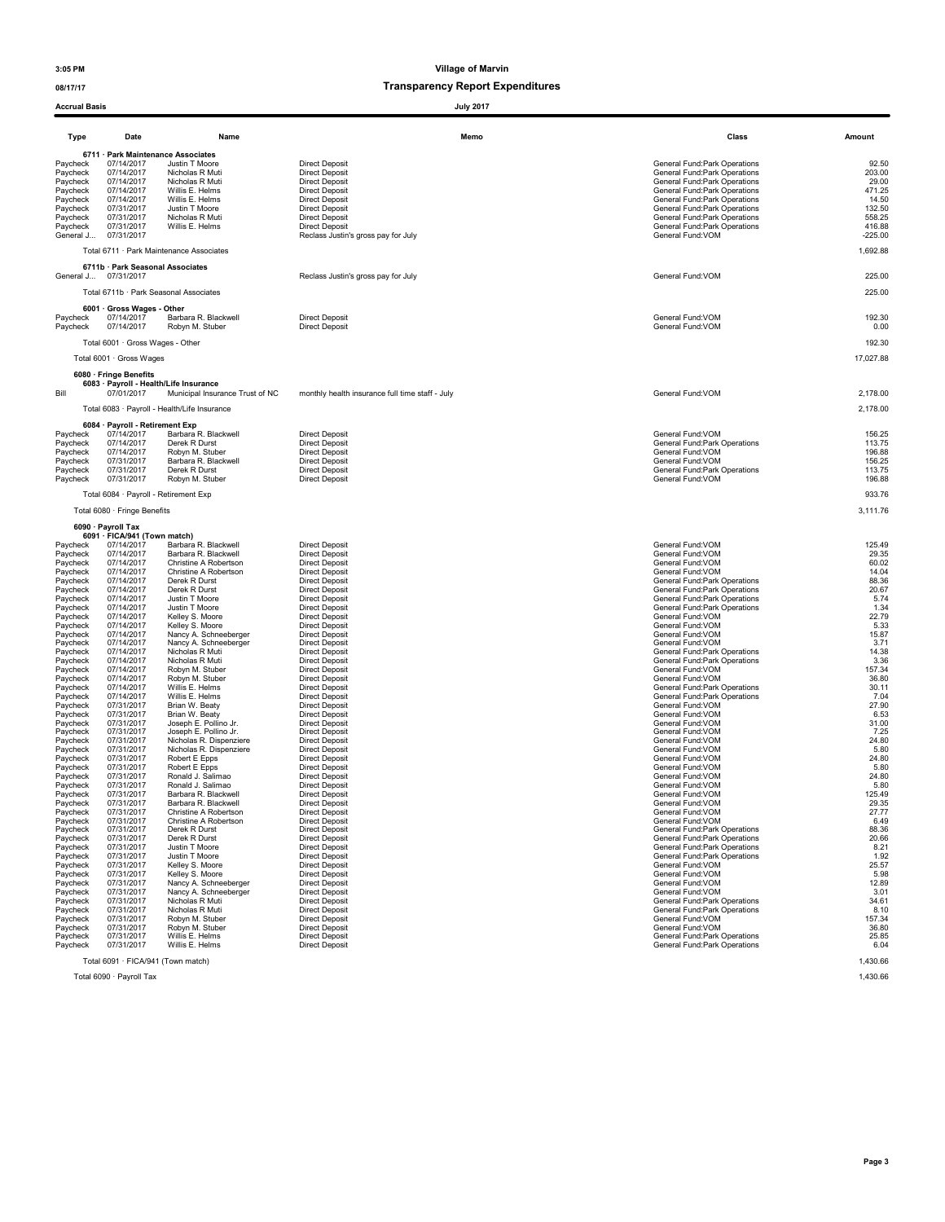# Village of Marvin

## Transparency Report Expenditures

3:05 PM

08/17/17

Accrual Basis

July 2017

| Type | Date | Name | Memo | Class | Amount |
|---|---|---|---|---|---|
| **6711 · Park Maintenance Associates** | | | | | |
| Paycheck | 07/14/2017 | Justin T Moore | Direct Deposit | General Fund:Park Operations | 92.50 |
| Paycheck | 07/14/2017 | Nicholas R Muti | Direct Deposit | General Fund:Park Operations | 203.00 |
| Paycheck | 07/14/2017 | Nicholas R Muti | Direct Deposit | General Fund:Park Operations | 29.00 |
| Paycheck | 07/14/2017 | Willis E. Helms | Direct Deposit | General Fund:Park Operations | 471.25 |
| Paycheck | 07/14/2017 | Willis E. Helms | Direct Deposit | General Fund:Park Operations | 14.50 |
| Paycheck | 07/31/2017 | Justin T Moore | Direct Deposit | General Fund:Park Operations | 132.50 |
| Paycheck | 07/31/2017 | Nicholas R Muti | Direct Deposit | General Fund:Park Operations | 558.25 |
| Paycheck | 07/31/2017 | Willis E. Helms | Direct Deposit | General Fund:Park Operations | 416.88 |
| General J... | 07/31/2017 | | Reclass Justin's gross pay for July | General Fund:VOM | -225.00 |
| Total 6711 · Park Maintenance Associates | | | | | 1,692.88 |
| **6711b · Park Seasonal Associates** | | | | | |
| General J... | 07/31/2017 | | Reclass Justin's gross pay for July | General Fund:VOM | 225.00 |
| Total 6711b · Park Seasonal Associates | | | | | 225.00 |
| **6001 · Gross Wages - Other** | | | | | |
| Paycheck | 07/14/2017 | Barbara R. Blackwell | Direct Deposit | General Fund:VOM | 192.30 |
| Paycheck | 07/14/2017 | Robyn M. Stuber | Direct Deposit | General Fund:VOM | 0.00 |
| Total 6001 · Gross Wages - Other | | | | | 192.30 |
| Total 6001 · Gross Wages | | | | | 17,027.88 |
| **6080 · Fringe Benefits** | | | | | |
| **6083 · Payroll - Health/Life Insurance** | | | | | |
| Bill | 07/01/2017 | Municipal Insurance Trust of NC | monthly health insurance full time staff - July | General Fund:VOM | 2,178.00 |
| Total 6083 · Payroll - Health/Life Insurance | | | | | 2,178.00 |
| **6084 · Payroll - Retirement Exp** | | | | | |
| Paycheck | 07/14/2017 | Barbara R. Blackwell | Direct Deposit | General Fund:VOM | 156.25 |
| Paycheck | 07/14/2017 | Derek R Durst | Direct Deposit | General Fund:Park Operations | 113.75 |
| Paycheck | 07/14/2017 | Robyn M. Stuber | Direct Deposit | General Fund:VOM | 196.88 |
| Paycheck | 07/31/2017 | Barbara R. Blackwell | Direct Deposit | General Fund:VOM | 156.25 |
| Paycheck | 07/31/2017 | Derek R Durst | Direct Deposit | General Fund:Park Operations | 113.75 |
| Paycheck | 07/31/2017 | Robyn M. Stuber | Direct Deposit | General Fund:VOM | 196.88 |
| Total 6084 · Payroll - Retirement Exp | | | | | 933.76 |
| Total 6080 · Fringe Benefits | | | | | 3,111.76 |
| **6090 · Payroll Tax** | | | | | |
| **6091 · FICA/941 (Town match)** | | | | | |
| Paycheck | 07/14/2017 | Barbara R. Blackwell | Direct Deposit | General Fund:VOM | 125.49 |
| Paycheck | 07/14/2017 | Barbara R. Blackwell | Direct Deposit | General Fund:VOM | 29.35 |
| Paycheck | 07/14/2017 | Christine A Robertson | Direct Deposit | General Fund:VOM | 60.02 |
| Paycheck | 07/14/2017 | Christine A Robertson | Direct Deposit | General Fund:VOM | 14.04 |
| Paycheck | 07/14/2017 | Derek R Durst | Direct Deposit | General Fund:Park Operations | 88.36 |
| Paycheck | 07/14/2017 | Derek R Durst | Direct Deposit | General Fund:Park Operations | 20.67 |
| Paycheck | 07/14/2017 | Justin T Moore | Direct Deposit | General Fund:Park Operations | 5.74 |
| Paycheck | 07/14/2017 | Justin T Moore | Direct Deposit | General Fund:Park Operations | 1.34 |
| Paycheck | 07/14/2017 | Kelley S. Moore | Direct Deposit | General Fund:VOM | 22.79 |
| Paycheck | 07/14/2017 | Kelley S. Moore | Direct Deposit | General Fund:VOM | 5.33 |
| Paycheck | 07/14/2017 | Nancy A. Schneeberger | Direct Deposit | General Fund:VOM | 15.87 |
| Paycheck | 07/14/2017 | Nancy A. Schneeberger | Direct Deposit | General Fund:VOM | 3.71 |
| Paycheck | 07/14/2017 | Nicholas R Muti | Direct Deposit | General Fund:Park Operations | 14.38 |
| Paycheck | 07/14/2017 | Nicholas R Muti | Direct Deposit | General Fund:Park Operations | 3.36 |
| Paycheck | 07/14/2017 | Robyn M. Stuber | Direct Deposit | General Fund:VOM | 157.34 |
| Paycheck | 07/14/2017 | Robyn M. Stuber | Direct Deposit | General Fund:VOM | 36.80 |
| Paycheck | 07/14/2017 | Willis E. Helms | Direct Deposit | General Fund:Park Operations | 30.11 |
| Paycheck | 07/14/2017 | Willis E. Helms | Direct Deposit | General Fund:Park Operations | 7.04 |
| Paycheck | 07/31/2017 | Brian W. Beaty | Direct Deposit | General Fund:VOM | 27.90 |
| Paycheck | 07/31/2017 | Brian W. Beaty | Direct Deposit | General Fund:VOM | 6.53 |
| Paycheck | 07/31/2017 | Joseph E. Pollino Jr. | Direct Deposit | General Fund:VOM | 31.00 |
| Paycheck | 07/31/2017 | Joseph E. Pollino Jr. | Direct Deposit | General Fund:VOM | 7.25 |
| Paycheck | 07/31/2017 | Nicholas R. Dispenziere | Direct Deposit | General Fund:VOM | 24.80 |
| Paycheck | 07/31/2017 | Nicholas R. Dispenziere | Direct Deposit | General Fund:VOM | 5.80 |
| Paycheck | 07/31/2017 | Robert E Epps | Direct Deposit | General Fund:VOM | 24.80 |
| Paycheck | 07/31/2017 | Robert E Epps | Direct Deposit | General Fund:VOM | 5.80 |
| Paycheck | 07/31/2017 | Ronald J. Salimao | Direct Deposit | General Fund:VOM | 24.80 |
| Paycheck | 07/31/2017 | Ronald J. Salimao | Direct Deposit | General Fund:VOM | 5.80 |
| Paycheck | 07/31/2017 | Barbara R. Blackwell | Direct Deposit | General Fund:VOM | 125.49 |
| Paycheck | 07/31/2017 | Barbara R. Blackwell | Direct Deposit | General Fund:VOM | 29.35 |
| Paycheck | 07/31/2017 | Christine A Robertson | Direct Deposit | General Fund:VOM | 27.77 |
| Paycheck | 07/31/2017 | Christine A Robertson | Direct Deposit | General Fund:VOM | 6.49 |
| Paycheck | 07/31/2017 | Derek R Durst | Direct Deposit | General Fund:Park Operations | 88.36 |
| Paycheck | 07/31/2017 | Derek R Durst | Direct Deposit | General Fund:Park Operations | 20.66 |
| Paycheck | 07/31/2017 | Justin T Moore | Direct Deposit | General Fund:Park Operations | 8.21 |
| Paycheck | 07/31/2017 | Justin T Moore | Direct Deposit | General Fund:Park Operations | 1.92 |
| Paycheck | 07/31/2017 | Kelley S. Moore | Direct Deposit | General Fund:VOM | 25.57 |
| Paycheck | 07/31/2017 | Kelley S. Moore | Direct Deposit | General Fund:VOM | 5.98 |
| Paycheck | 07/31/2017 | Nancy A. Schneeberger | Direct Deposit | General Fund:VOM | 12.89 |
| Paycheck | 07/31/2017 | Nancy A. Schneeberger | Direct Deposit | General Fund:VOM | 3.01 |
| Paycheck | 07/31/2017 | Nicholas R Muti | Direct Deposit | General Fund:Park Operations | 34.61 |
| Paycheck | 07/31/2017 | Nicholas R Muti | Direct Deposit | General Fund:Park Operations | 8.10 |
| Paycheck | 07/31/2017 | Robyn M. Stuber | Direct Deposit | General Fund:VOM | 157.34 |
| Paycheck | 07/31/2017 | Robyn M. Stuber | Direct Deposit | General Fund:VOM | 36.80 |
| Paycheck | 07/31/2017 | Willis E. Helms | Direct Deposit | General Fund:Park Operations | 25.85 |
| Paycheck | 07/31/2017 | Willis E. Helms | Direct Deposit | General Fund:Park Operations | 6.04 |
| Total 6091 · FICA/941 (Town match) | | | | | 1,430.66 |
| Total 6090 · Payroll Tax | | | | | 1,430.66 |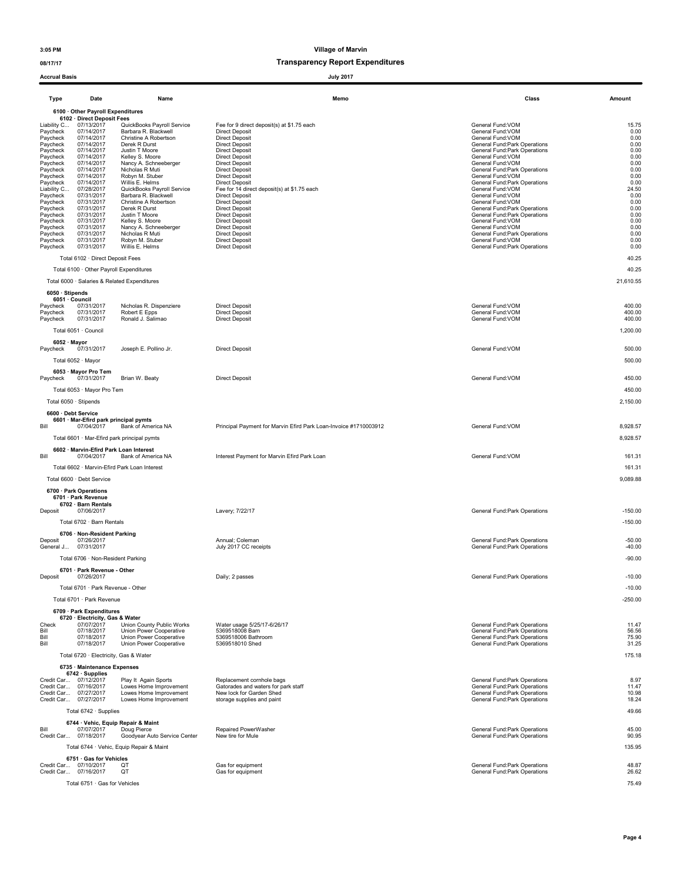**Village of Marvin**
**Transparency Report Expenditures**
**July 2017**

Accrual Basis

| Type | Date | Name | Memo | Class | Amount |
|---|---|---|---|---|---|
| **6100 · Other Payroll Expenditures** | | | | | |
| **6102 · Direct Deposit Fees** | | | | | |
| Liability C... | 07/13/2017 | QuickBooks Payroll Service | Fee for 9 direct deposit(s) at $1.75 each | General Fund:VOM | 15.75 |
| Paycheck | 07/14/2017 | Barbara R. Blackwell | Direct Deposit | General Fund:VOM | 0.00 |
| Paycheck | 07/14/2017 | Christine A Robertson | Direct Deposit | General Fund:VOM | 0.00 |
| Paycheck | 07/14/2017 | Derek R Durst | Direct Deposit | General Fund:Park Operations | 0.00 |
| Paycheck | 07/14/2017 | Justin T Moore | Direct Deposit | General Fund:Park Operations | 0.00 |
| Paycheck | 07/14/2017 | Kelley S. Moore | Direct Deposit | General Fund:VOM | 0.00 |
| Paycheck | 07/14/2017 | Nancy A. Schneeberger | Direct Deposit | General Fund:VOM | 0.00 |
| Paycheck | 07/14/2017 | Nicholas R Muti | Direct Deposit | General Fund:Park Operations | 0.00 |
| Paycheck | 07/14/2017 | Robyn M. Stuber | Direct Deposit | General Fund:VOM | 0.00 |
| Paycheck | 07/14/2017 | Willis E. Helms | Direct Deposit | General Fund:Park Operations | 0.00 |
| Liability C... | 07/28/2017 | QuickBooks Payroll Service | Fee for 14 direct deposit(s) at $1.75 each | General Fund:VOM | 24.50 |
| Paycheck | 07/31/2017 | Barbara R. Blackwell | Direct Deposit | General Fund:VOM | 0.00 |
| Paycheck | 07/31/2017 | Christine A Robertson | Direct Deposit | General Fund:VOM | 0.00 |
| Paycheck | 07/31/2017 | Derek R Durst | Direct Deposit | General Fund:Park Operations | 0.00 |
| Paycheck | 07/31/2017 | Justin T Moore | Direct Deposit | General Fund:Park Operations | 0.00 |
| Paycheck | 07/31/2017 | Kelley S. Moore | Direct Deposit | General Fund:VOM | 0.00 |
| Paycheck | 07/31/2017 | Nancy A. Schneeberger | Direct Deposit | General Fund:VOM | 0.00 |
| Paycheck | 07/31/2017 | Nicholas R Muti | Direct Deposit | General Fund:Park Operations | 0.00 |
| Paycheck | 07/31/2017 | Robyn M. Stuber | Direct Deposit | General Fund:VOM | 0.00 |
| Paycheck | 07/31/2017 | Willis E. Helms | Direct Deposit | General Fund:Park Operations | 0.00 |
| Total 6102 · Direct Deposit Fees | | | | | 40.25 |
| Total 6100 · Other Payroll Expenditures | | | | | 40.25 |
| Total 6000 · Salaries & Related Expenditures | | | | | 21,610.55 |
| **6050 · Stipends** | | | | | |
| **6051 · Council** | | | | | |
| Paycheck | 07/31/2017 | Nicholas R. Dispenziere | Direct Deposit | General Fund:VOM | 400.00 |
| Paycheck | 07/31/2017 | Robert E Epps | Direct Deposit | General Fund:VOM | 400.00 |
| Paycheck | 07/31/2017 | Ronald J. Salimao | Direct Deposit | General Fund:VOM | 400.00 |
| Total 6051 · Council | | | | | 1,200.00 |
| **6052 · Mayor** | | | | | |
| Paycheck | 07/31/2017 | Joseph E. Pollino Jr. | Direct Deposit | General Fund:VOM | 500.00 |
| Total 6052 · Mayor | | | | | 500.00 |
| **6053 · Mayor Pro Tem** | | | | | |
| Paycheck | 07/31/2017 | Brian W. Beaty | Direct Deposit | General Fund:VOM | 450.00 |
| Total 6053 · Mayor Pro Tem | | | | | 450.00 |
| Total 6050 · Stipends | | | | | 2,150.00 |
| **6600 · Debt Service** | | | | | |
| **6601 · Mar-Efird park principal pymts** | | | | | |
| Bill | 07/04/2017 | Bank of America NA | Principal Payment for Marvin Efird Park Loan-Invoice #1710003912 | General Fund:VOM | 8,928.57 |
| Total 6601 · Mar-Efird park principal pymts | | | | | 8,928.57 |
| **6602 · Marvin-Efird Park Loan Interest** | | | | | |
| Bill | 07/04/2017 | Bank of America NA | Interest Payment for Marvin Efird Park Loan | General Fund:VOM | 161.31 |
| Total 6602 · Marvin-Efird Park Loan Interest | | | | | 161.31 |
| Total 6600 · Debt Service | | | | | 9,089.88 |
| **6700 · Park Operations** | | | | | |
| **6701 · Park Revenue** | | | | | |
| **6702 · Barn Rentals** | | | | | |
| Deposit | 07/06/2017 | | Lavery; 7/22/17 | General Fund:Park Operations | -150.00 |
| Total 6702 · Barn Rentals | | | | | -150.00 |
| **6706 · Non-Resident Parking** | | | | | |
| Deposit | 07/26/2017 | | Annual; Coleman | General Fund:Park Operations | -50.00 |
| General J... | 07/31/2017 | | July 2017 CC receipts | General Fund:Park Operations | -40.00 |
| Total 6706 · Non-Resident Parking | | | | | -90.00 |
| **6701 · Park Revenue - Other** | | | | | |
| Deposit | 07/26/2017 | | Daily; 2 passes | General Fund:Park Operations | -10.00 |
| Total 6701 · Park Revenue - Other | | | | | -10.00 |
| Total 6701 · Park Revenue | | | | | -250.00 |
| **6709 · Park Expenditures** | | | | | |
| **6720 · Electricity, Gas & Water** | | | | | |
| Check | 07/07/2017 | Union County Public Works | Water usage 5/25/17-6/26/17 | General Fund:Park Operations | 11.47 |
| Bill | 07/18/2017 | Union Power Cooperative | 5369518008 Barn | General Fund:Park Operations | 56.56 |
| Bill | 07/18/2017 | Union Power Cooperative | 5369518006 Bathroom | General Fund:Park Operations | 75.90 |
| Bill | 07/18/2017 | Union Power Cooperative | 5369518010 Shed | General Fund:Park Operations | 31.25 |
| Total 6720 · Electricity, Gas & Water | | | | | 175.18 |
| **6735 · Maintenance Expenses** | | | | | |
| **6742 · Supplies** | | | | | |
| Credit Car... | 07/12/2017 | Play It Again Sports | Replacement cornhole bags | General Fund:Park Operations | 8.97 |
| Credit Car... | 07/16/2017 | Lowes Home Improvement | Gatorades and waters for park staff | General Fund:Park Operations | 11.47 |
| Credit Car... | 07/27/2017 | Lowes Home Improvement | New lock for Garden Shed | General Fund:Park Operations | 10.98 |
| Credit Car... | 07/27/2017 | Lowes Home Improvement | storage supplies and paint | General Fund:Park Operations | 18.24 |
| Total 6742 · Supplies | | | | | 49.66 |
| **6744 · Vehic, Equip Repair & Maint** | | | | | |
| Bill | 07/07/2017 | Doug Pierce | Repaired PowerWasher | General Fund:Park Operations | 45.00 |
| Credit Car... | 07/18/2017 | Goodyear Auto Service Center | New tire for Mule | General Fund:Park Operations | 90.95 |
| Total 6744 · Vehic, Equip Repair & Maint | | | | | 135.95 |
| **6751 · Gas for Vehicles** | | | | | |
| Credit Car... | 07/10/2017 | QT | Gas for equipment | General Fund:Park Operations | 48.87 |
| Credit Car... | 07/16/2017 | QT | Gas for equipment | General Fund:Park Operations | 26.62 |
| Total 6751 · Gas for Vehicles | | | | | 75.49 |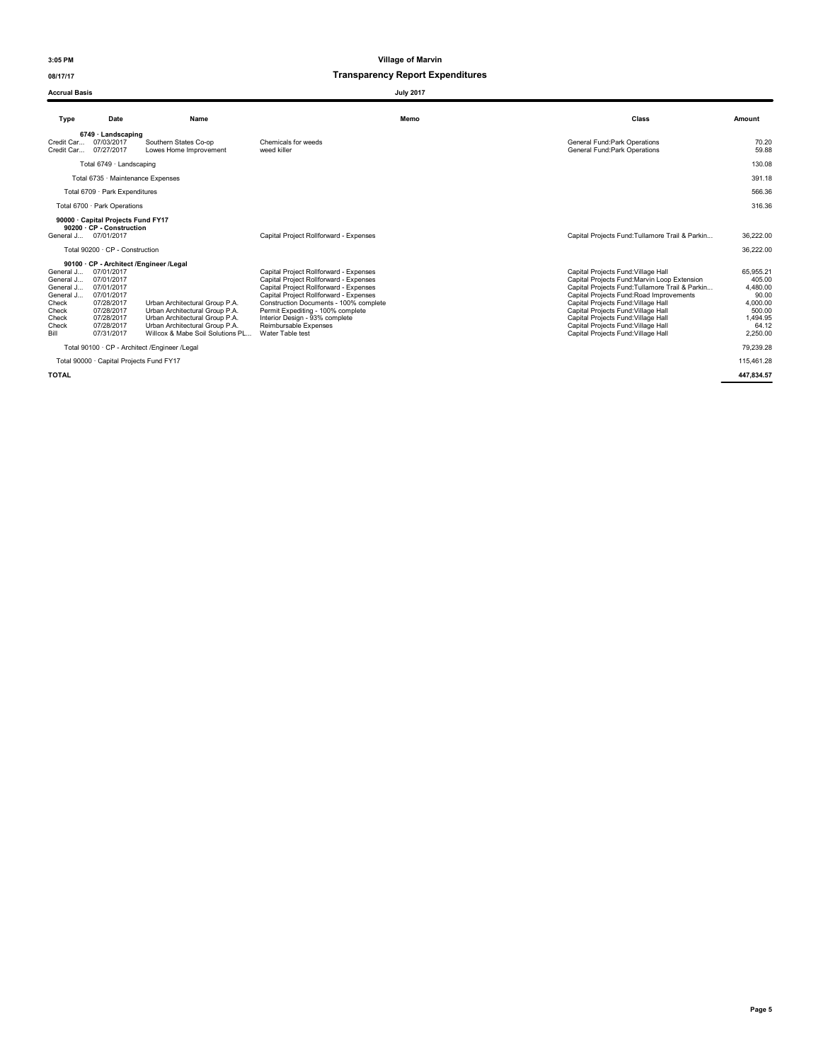**3:05 PM** **Village of Marvin**

**08/17/17** **Transparency Report Expenditures**

**Accrual Basis** **July 2017**

| Type | Date | Name | Memo | Class | Amount |
|---|---|---|---|---|---|
| **6749 · Landscaping** | | | | | |
| Credit Car... | 07/03/2017 | Southern States Co-op | Chemicals for weeds | General Fund:Park Operations | 70.20 |
| Credit Car... | 07/27/2017 | Lowes Home Improvement | weed killer | General Fund:Park Operations | 59.88 |
| Total 6749 · Landscaping | | | | | 130.08 |
| Total 6735 · Maintenance Expenses | | | | | 391.18 |
| Total 6709 · Park Expenditures | | | | | 566.36 |
| Total 6700 · Park Operations | | | | | 316.36 |
| **90000 · Capital Projects Fund FY17** | | | | | |
| **90200 · CP - Construction** | | | | | |
| General J... | 07/01/2017 | | Capital Project Rollforward - Expenses | Capital Projects Fund:Tullamore Trail & Parkin... | 36,222.00 |
| Total 90200 · CP - Construction | | | | | 36,222.00 |
| **90100 · CP - Architect /Engineer /Legal** | | | | | |
| General J... | 07/01/2017 | | Capital Project Rollforward - Expenses | Capital Projects Fund:Village Hall | 65,955.21 |
| General J... | 07/01/2017 | | Capital Project Rollforward - Expenses | Capital Projects Fund:Marvin Loop Extension | 405.00 |
| General J... | 07/01/2017 | | Capital Project Rollforward - Expenses | Capital Projects Fund:Tullamore Trail & Parkin... | 4,480.00 |
| General J... | 07/01/2017 | | Capital Project Rollforward - Expenses | Capital Projects Fund:Road Improvements | 90.00 |
| Check | 07/28/2017 | Urban Architectural Group P.A. | Construction Documents - 100% complete | Capital Projects Fund:Village Hall | 4,000.00 |
| Check | 07/28/2017 | Urban Architectural Group P.A. | Permit Expediting - 100% complete | Capital Projects Fund:Village Hall | 500.00 |
| Check | 07/28/2017 | Urban Architectural Group P.A. | Interior Design - 93% complete | Capital Projects Fund:Village Hall | 1,494.95 |
| Check | 07/28/2017 | Urban Architectural Group P.A. | Reimbursable Expenses | Capital Projects Fund:Village Hall | 64.12 |
| Bill | 07/31/2017 | Willcox & Mabe Soil Solutions PL... | Water Table test | Capital Projects Fund:Village Hall | 2,250.00 |
| Total 90100 · CP - Architect /Engineer /Legal | | | | | 79,239.28 |
| Total 90000 · Capital Projects Fund FY17 | | | | | 115,461.28 |
| **TOTAL** | | | | | **447,834.57** |